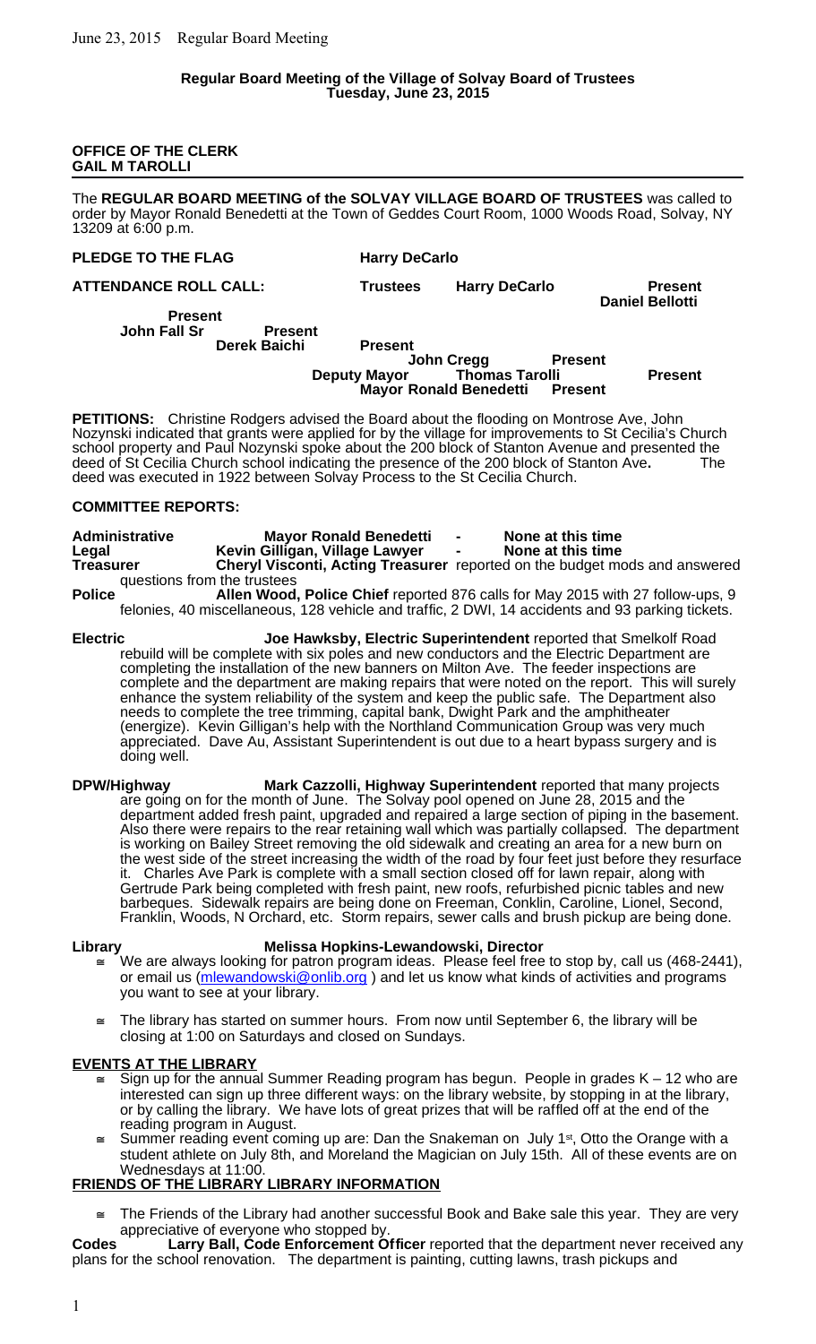**Regular Board Meeting of the Village of Solvay Board of Trustees**
**Tuesday, June 23, 2015**

**OFFICE OF THE CLERK**
**GAIL M TAROLLI**

The **REGULAR BOARD MEETING of the SOLVAY VILLAGE BOARD OF TRUSTEES** was called to order by Mayor Ronald Benedetti at the Town of Geddes Court Room, 1000 Woods Road, Solvay, NY 13209 at 6:00 p.m.

**PLEDGE TO THE FLAG** **Harry DeCarlo**

**ATTENDANCE ROLL CALL:**

| | | |
|---|---|---|
| Trustees | Harry DeCarlo | Present |
| | Daniel Bellotti | Present |
| | John Fall Sr | Present |
| | Derek Baichi | Present |
| | John Cregg | Present |
| Deputy Mayor | Thomas Tarolli | Present |
| | Mayor Ronald Benedetti | Present |

**PETITIONS:** Christine Rodgers advised the Board about the flooding on Montrose Ave, John Nozynski indicated that grants were applied for by the village for improvements to St Cecilia's Church school property and Paul Nozynski spoke about the 200 block of Stanton Avenue and presented the deed of St Cecilia Church school indicating the presence of the 200 block of Stanton Ave**.** The deed was executed in 1922 between Solvay Process to the St Cecilia Church.

**COMMITTEE REPORTS:**

**Administrative** **Mayor Ronald Benedetti** - **None at this time**

**Legal** **Kevin Gilligan, Village Lawyer** - **None at this time**

**Treasurer** **Cheryl Visconti, Acting Treasurer** reported on the budget mods and answered questions from the trustees

**Police** **Allen Wood, Police Chief** reported 876 calls for May 2015 with 27 follow-ups, 9 felonies, 40 miscellaneous, 128 vehicle and traffic, 2 DWI, 14 accidents and 93 parking tickets.

**Electric** **Joe Hawksby, Electric Superintendent** reported that Smelkolf Road rebuild will be complete with six poles and new conductors and the Electric Department are completing the installation of the new banners on Milton Ave. The feeder inspections are complete and the department are making repairs that were noted on the report. This will surely enhance the system reliability of the system and keep the public safe. The Department also needs to complete the tree trimming, capital bank, Dwight Park and the amphitheater (energize). Kevin Gilligan's help with the Northland Communication Group was very much appreciated. Dave Au, Assistant Superintendent is out due to a heart bypass surgery and is doing well.

**DPW/Highway** **Mark Cazzolli, Highway Superintendent** reported that many projects are going on for the month of June. The Solvay pool opened on June 28, 2015 and the department added fresh paint, upgraded and repaired a large section of piping in the basement. Also there were repairs to the rear retaining wall which was partially collapsed. The department is working on Bailey Street removing the old sidewalk and creating an area for a new burn on the west side of the street increasing the width of the road by four feet just before they resurface it. Charles Ave Park is complete with a small section closed off for lawn repair, along with Gertrude Park being completed with fresh paint, new roofs, refurbished picnic tables and new barbeques. Sidewalk repairs are being done on Freeman, Conklin, Caroline, Lionel, Second, Franklin, Woods, N Orchard, etc. Storm repairs, sewer calls and brush pickup are being done.

**Library** **Melissa Hopkins-Lewandowski, Director**

- We are always looking for patron program ideas. Please feel free to stop by, call us (468-2441), or email us (mlewandowski@onlib.org) and let us know what kinds of activities and programs you want to see at your library.
- The library has started on summer hours. From now until September 6, the library will be closing at 1:00 on Saturdays and closed on Sundays.

**EVENTS AT THE LIBRARY**

- Sign up for the annual Summer Reading program has begun. People in grades K – 12 who are interested can sign up three different ways: on the library website, by stopping in at the library, or by calling the library. We have lots of great prizes that will be raffled off at the end of the reading program in August.
- Summer reading event coming up are: Dan the Snakeman on July 1st, Otto the Orange with a student athlete on July 8th, and Moreland the Magician on July 15th. All of these events are on Wednesdays at 11:00.

**FRIENDS OF THE LIBRARY LIBRARY INFORMATION**

- The Friends of the Library had another successful Book and Bake sale this year. They are very appreciative of everyone who stopped by.

**Codes** **Larry Ball, Code Enforcement Officer** reported that the department never received any plans for the school renovation. The department is painting, cutting lawns, trash pickups and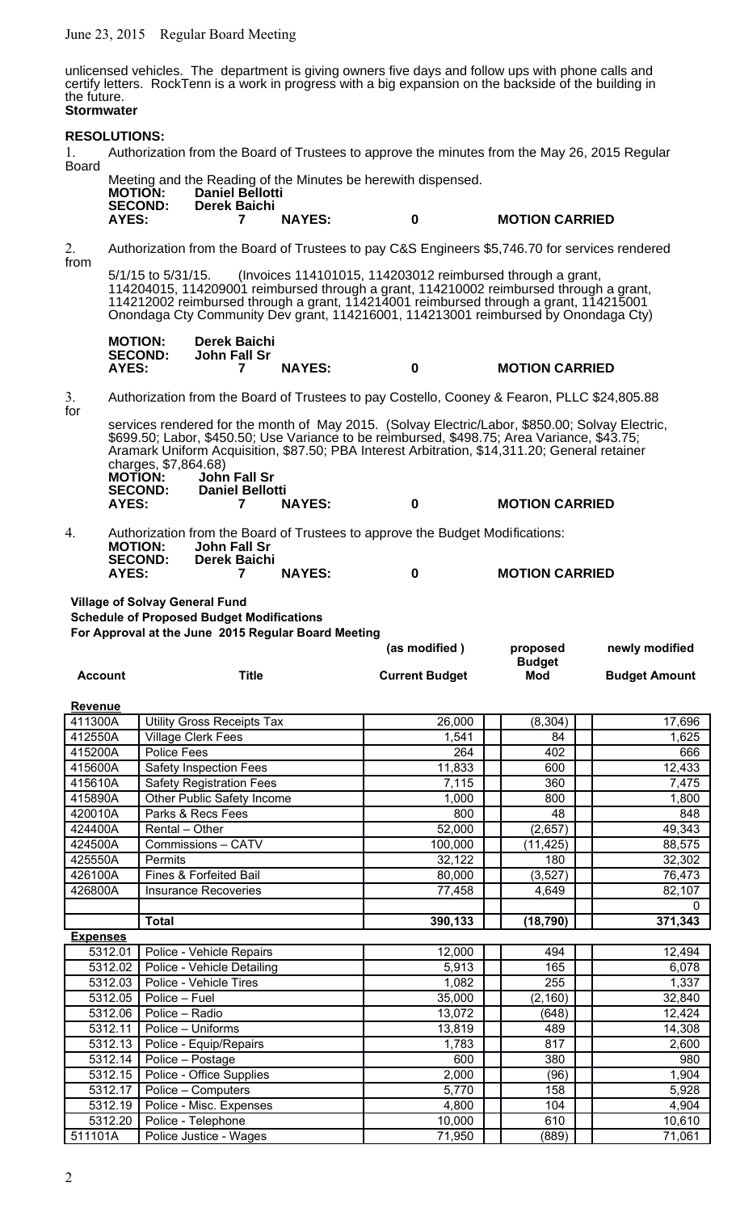unlicensed vehicles. The department is giving owners five days and follow ups with phone calls and certify letters. RockTenn is a work in progress with a big expansion on the backside of the building in the future.

**Stormwater**

**RESOLUTIONS:**

1. Authorization from the Board of Trustees to approve the minutes from the May 26, 2015 Regular Board Meeting and the Reading of the Minutes be herewith dispensed.

   **MOTION:** **Daniel Bellotti**
   **SECOND:** **Derek Baichi**
   **AYES:** **7** **NAYES:** **0** **MOTION CARRIED**

2. Authorization from the Board of Trustees to pay C&S Engineers $5,746.70 for services rendered from 5/1/15 to 5/31/15. (Invoices 114101015, 114203012 reimbursed through a grant, 114204015, 114209001 reimbursed through a grant, 114210002 reimbursed through a grant, 114212002 reimbursed through a grant, 114214001 reimbursed through a grant, 114215001 Onondaga Cty Community Dev grant, 114216001, 114213001 reimbursed by Onondaga Cty)

   **MOTION:** **Derek Baichi**
   **SECOND:** **John Fall Sr**
   **AYES:** **7** **NAYES:** **0** **MOTION CARRIED**

3. Authorization from the Board of Trustees to pay Costello, Cooney & Fearon, PLLC $24,805.88 for services rendered for the month of May 2015. (Solvay Electric/Labor, $850.00; Solvay Electric, $699.50; Labor, $450.50; Use Variance to be reimbursed, $498.75; Area Variance, $43.75; Aramark Uniform Acquisition, $87.50; PBA Interest Arbitration, $14,311.20; General retainer charges, $7,864.68)

   **MOTION:** **John Fall Sr**
   **SECOND:** **Daniel Bellotti**
   **AYES:** **7** **NAYES:** **0** **MOTION CARRIED**

4. Authorization from the Board of Trustees to approve the Budget Modifications:

   **MOTION:** **John Fall Sr**
   **SECOND:** **Derek Baichi**
   **AYES:** **7** **NAYES:** **0** **MOTION CARRIED**

**Village of Solvay General Fund**
**Schedule of Proposed Budget Modifications**
**For Approval at the June 2015 Regular Board Meeting**

| Account | Title | (as modified ) Current Budget | proposed Budget Mod | newly modified Budget Amount |
|---|---|---|---|---|
| **Revenue** | | | | |
| 411300A | Utility Gross Receipts Tax | 26,000 | (8,304) | 17,696 |
| 412550A | Village Clerk Fees | 1,541 | 84 | 1,625 |
| 415200A | Police Fees | 264 | 402 | 666 |
| 415600A | Safety Inspection Fees | 11,833 | 600 | 12,433 |
| 415610A | Safety Registration Fees | 7,115 | 360 | 7,475 |
| 415890A | Other Public Safety Income | 1,000 | 800 | 1,800 |
| 420010A | Parks & Recs Fees | 800 | 48 | 848 |
| 424400A | Rental – Other | 52,000 | (2,657) | 49,343 |
| 424500A | Commissions – CATV | 100,000 | (11,425) | 88,575 |
| 425550A | Permits | 32,122 | 180 | 32,302 |
| 426100A | Fines & Forfeited Bail | 80,000 | (3,527) | 76,473 |
| 426800A | Insurance Recoveries | 77,458 | 4,649 | 82,107 |
| | | | | 0 |
| | **Total** | **390,133** | **(18,790)** | **371,343** |
| **Expenses** | | | | |
| 5312.01 | Police - Vehicle Repairs | 12,000 | 494 | 12,494 |
| 5312.02 | Police - Vehicle Detailing | 5,913 | 165 | 6,078 |
| 5312.03 | Police - Vehicle Tires | 1,082 | 255 | 1,337 |
| 5312.05 | Police – Fuel | 35,000 | (2,160) | 32,840 |
| 5312.06 | Police – Radio | 13,072 | (648) | 12,424 |
| 5312.11 | Police – Uniforms | 13,819 | 489 | 14,308 |
| 5312.13 | Police - Equip/Repairs | 1,783 | 817 | 2,600 |
| 5312.14 | Police – Postage | 600 | 380 | 980 |
| 5312.15 | Police - Office Supplies | 2,000 | (96) | 1,904 |
| 5312.17 | Police – Computers | 5,770 | 158 | 5,928 |
| 5312.19 | Police - Misc. Expenses | 4,800 | 104 | 4,904 |
| 5312.20 | Police - Telephone | 10,000 | 610 | 10,610 |
| 511101A | Police Justice - Wages | 71,950 | (889) | 71,061 |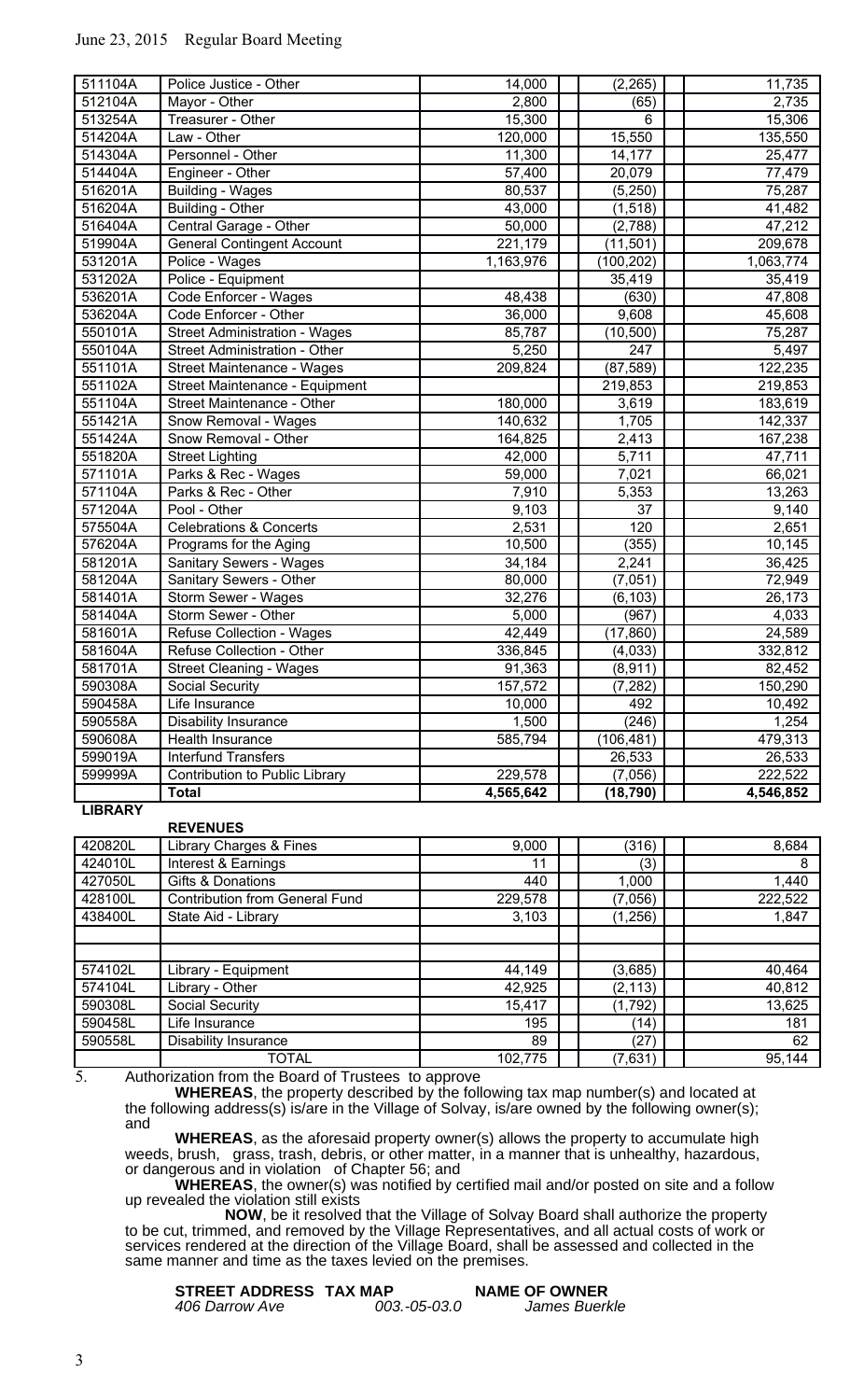| | | | | |
|---|---|---|---|---|
| 511104A | Police Justice - Other | 14,000 | (2,265) | 11,735 |
| 512104A | Mayor - Other | 2,800 | (65) | 2,735 |
| 513254A | Treasurer - Other | 15,300 | 6 | 15,306 |
| 514204A | Law - Other | 120,000 | 15,550 | 135,550 |
| 514304A | Personnel - Other | 11,300 | 14,177 | 25,477 |
| 514404A | Engineer - Other | 57,400 | 20,079 | 77,479 |
| 516201A | Building - Wages | 80,537 | (5,250) | 75,287 |
| 516204A | Building - Other | 43,000 | (1,518) | 41,482 |
| 516404A | Central Garage - Other | 50,000 | (2,788) | 47,212 |
| 519904A | General Contingent Account | 221,179 | (11,501) | 209,678 |
| 531201A | Police - Wages | 1,163,976 | (100,202) | 1,063,774 |
| 531202A | Police - Equipment | | 35,419 | 35,419 |
| 536201A | Code Enforcer - Wages | 48,438 | (630) | 47,808 |
| 536204A | Code Enforcer - Other | 36,000 | 9,608 | 45,608 |
| 550101A | Street Administration - Wages | 85,787 | (10,500) | 75,287 |
| 550104A | Street Administration - Other | 5,250 | 247 | 5,497 |
| 551101A | Street Maintenance - Wages | 209,824 | (87,589) | 122,235 |
| 551102A | Street Maintenance - Equipment | | 219,853 | 219,853 |
| 551104A | Street Maintenance - Other | 180,000 | 3,619 | 183,619 |
| 551421A | Snow Removal - Wages | 140,632 | 1,705 | 142,337 |
| 551424A | Snow Removal - Other | 164,825 | 2,413 | 167,238 |
| 551820A | Street Lighting | 42,000 | 5,711 | 47,711 |
| 571101A | Parks & Rec - Wages | 59,000 | 7,021 | 66,021 |
| 571104A | Parks & Rec - Other | 7,910 | 5,353 | 13,263 |
| 571204A | Pool - Other | 9,103 | 37 | 9,140 |
| 575504A | Celebrations & Concerts | 2,531 | 120 | 2,651 |
| 576204A | Programs for the Aging | 10,500 | (355) | 10,145 |
| 581201A | Sanitary Sewers - Wages | 34,184 | 2,241 | 36,425 |
| 581204A | Sanitary Sewers - Other | 80,000 | (7,051) | 72,949 |
| 581401A | Storm Sewer - Wages | 32,276 | (6,103) | 26,173 |
| 581404A | Storm Sewer - Other | 5,000 | (967) | 4,033 |
| 581601A | Refuse Collection - Wages | 42,449 | (17,860) | 24,589 |
| 581604A | Refuse Collection - Other | 336,845 | (4,033) | 332,812 |
| 581701A | Street Cleaning - Wages | 91,363 | (8,911) | 82,452 |
| 590308A | Social Security | 157,572 | (7,282) | 150,290 |
| 590458A | Life Insurance | 10,000 | 492 | 10,492 |
| 590558A | Disability Insurance | 1,500 | (246) | 1,254 |
| 590608A | Health Insurance | 585,794 | (106,481) | 479,313 |
| 599019A | Interfund Transfers | | 26,533 | 26,533 |
| 599999A | Contribution to Public Library | 229,578 | (7,056) | 222,522 |
| | **Total** | **4,565,642** | **(18,790)** | **4,546,852** |

**LIBRARY**

| | **REVENUES** | | | |
|---|---|---|---|---|
| 420820L | Library Charges & Fines | 9,000 | (316) | 8,684 |
| 424010L | Interest & Earnings | 11 | (3) | 8 |
| 427050L | Gifts & Donations | 440 | 1,000 | 1,440 |
| 428100L | Contribution from General Fund | 229,578 | (7,056) | 222,522 |
| 438400L | State Aid - Library | 3,103 | (1,256) | 1,847 |
| | | | | |
| | | | | |
| 574102L | Library - Equipment | 44,149 | (3,685) | 40,464 |
| 574104L | Library - Other | 42,925 | (2,113) | 40,812 |
| 590308L | Social Security | 15,417 | (1,792) | 13,625 |
| 590458L | Life Insurance | 195 | (14) | 181 |
| 590558L | Disability Insurance | 89 | (27) | 62 |
| | TOTAL | 102,775 | (7,631) | 95,144 |

5. Authorization from the Board of Trustees to approve

**WHEREAS**, the property described by the following tax map number(s) and located at the following address(s) is/are in the Village of Solvay, is/are owned by the following owner(s); and

**WHEREAS**, as the aforesaid property owner(s) allows the property to accumulate high weeds, brush, grass, trash, debris, or other matter, in a manner that is unhealthy, hazardous, or dangerous and in violation of Chapter 56; and

**WHEREAS**, the owner(s) was notified by certified mail and/or posted on site and a follow up revealed the violation still exists

**NOW**, be it resolved that the Village of Solvay Board shall authorize the property to be cut, trimmed, and removed by the Village Representatives, and all actual costs of work or services rendered at the direction of the Village Board, shall be assessed and collected in the same manner and time as the taxes levied on the premises.

| **STREET ADDRESS** | **TAX MAP** | **NAME OF OWNER** |
|---|---|---|
| *406 Darrow Ave* | *003.-05-03.0* | *James Buerkle* |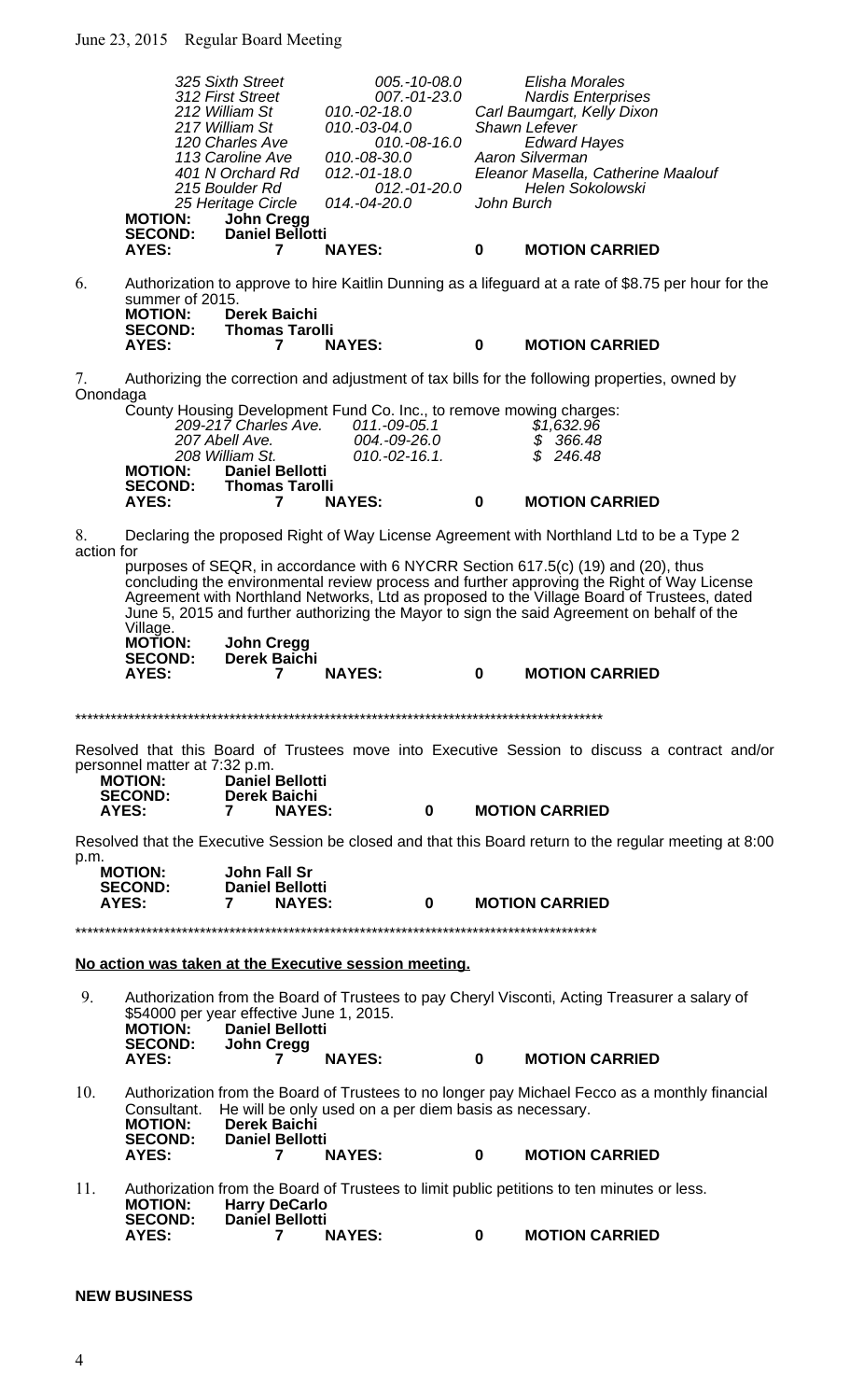| | | |
|---|---|---|
| *325 Sixth Street* | *005.-10-08.0* | *Elisha Morales* |
| *312 First Street* | *007.-01-23.0* | *Nardis Enterprises* |
| *212 William St* | *010.-02-18.0* | *Carl Baumgart, Kelly Dixon* |
| *217 William St* | *010.-03-04.0* | *Shawn Lefever* |
| *120 Charles Ave* | *010.-08-16.0* | *Edward Hayes* |
| *113 Caroline Ave* | *010.-08-30.0* | *Aaron Silverman* |
| *401 N Orchard Rd* | *012.-01-18.0* | *Eleanor Masella, Catherine Maalouf* |
| *215 Boulder Rd* | *012.-01-20.0* | *Helen Sokolowski* |
| *25 Heritage Circle* | *014.-04-20.0* | *John Burch* |

**MOTION:** **John Cregg**
**SECOND:** **Daniel Bellotti**
**AYES:** **7** **NAYES:** **0** **MOTION CARRIED**

6. Authorization to approve to hire Kaitlin Dunning as a lifeguard at a rate of $8.75 per hour for the summer of 2015.
**MOTION:** **Derek Baichi**
**SECOND:** **Thomas Tarolli**
**AYES:** **7** **NAYES:** **0** **MOTION CARRIED**

7. Authorizing the correction and adjustment of tax bills for the following properties, owned by Onondaga County Housing Development Fund Co. Inc., to remove mowing charges:

| | | |
|---|---|---|
| *209-217 Charles Ave.* | *011.-09-05.1* | *$1,632.96* |
| *207 Abell Ave.* | *004.-09-26.0* | *$ 366.48* |
| *208 William St.* | *010.-02-16.1.* | *$ 246.48* |

**MOTION:** **Daniel Bellotti**
**SECOND:** **Thomas Tarolli**
**AYES:** **7** **NAYES:** **0** **MOTION CARRIED**

8. Declaring the proposed Right of Way License Agreement with Northland Ltd to be a Type 2 action for purposes of SEQR, in accordance with 6 NYCRR Section 617.5(c) (19) and (20), thus concluding the environmental review process and further approving the Right of Way License Agreement with Northland Networks, Ltd as proposed to the Village Board of Trustees, dated June 5, 2015 and further authorizing the Mayor to sign the said Agreement on behalf of the Village.
**MOTION:** **John Cregg**
**SECOND:** **Derek Baichi**
**AYES:** **7** **NAYES:** **0** **MOTION CARRIED**

**********************************************************************************************

Resolved that this Board of Trustees move into Executive Session to discuss a contract and/or personnel matter at 7:32 p.m.
**MOTION:** **Daniel Bellotti**
**SECOND:** **Derek Baichi**
**AYES:** **7** **NAYES:** **0** **MOTION CARRIED**

Resolved that the Executive Session be closed and that this Board return to the regular meeting at 8:00 p.m.
**MOTION:** **John Fall Sr**
**SECOND:** **Daniel Bellotti**
**AYES:** **7** **NAYES:** **0** **MOTION CARRIED**

**********************************************************************************************

**No action was taken at the Executive session meeting.**

9. Authorization from the Board of Trustees to pay Cheryl Visconti, Acting Treasurer a salary of $54000 per year effective June 1, 2015.
**MOTION:** **Daniel Bellotti**
**SECOND:** **John Cregg**
**AYES:** **7** **NAYES:** **0** **MOTION CARRIED**

10. Authorization from the Board of Trustees to no longer pay Michael Fecco as a monthly financial Consultant. He will be only used on a per diem basis as necessary.
**MOTION:** **Derek Baichi**
**SECOND:** **Daniel Bellotti**
**AYES:** **7** **NAYES:** **0** **MOTION CARRIED**

11. Authorization from the Board of Trustees to limit public petitions to ten minutes or less.
**MOTION:** **Harry DeCarlo**
**SECOND:** **Daniel Bellotti**
**AYES:** **7** **NAYES:** **0** **MOTION CARRIED**

**NEW BUSINESS**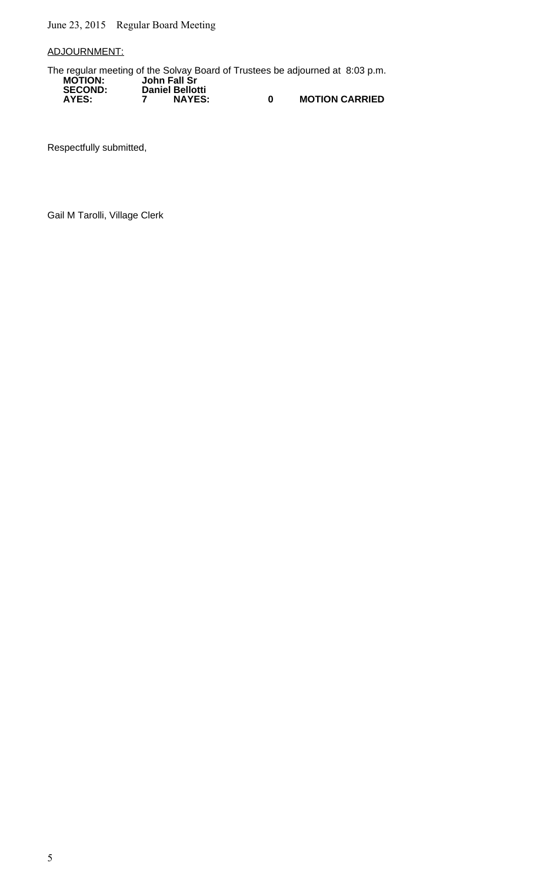ADJOURNMENT:

The regular meeting of the Solvay Board of Trustees be adjourned at 8:03 p.m.

**MOTION:** **John Fall Sr**
**SECOND:** **Daniel Bellotti**
**AYES:** **7** **NAYES:** **0** **MOTION CARRIED**

Respectfully submitted,

Gail M Tarolli, Village Clerk